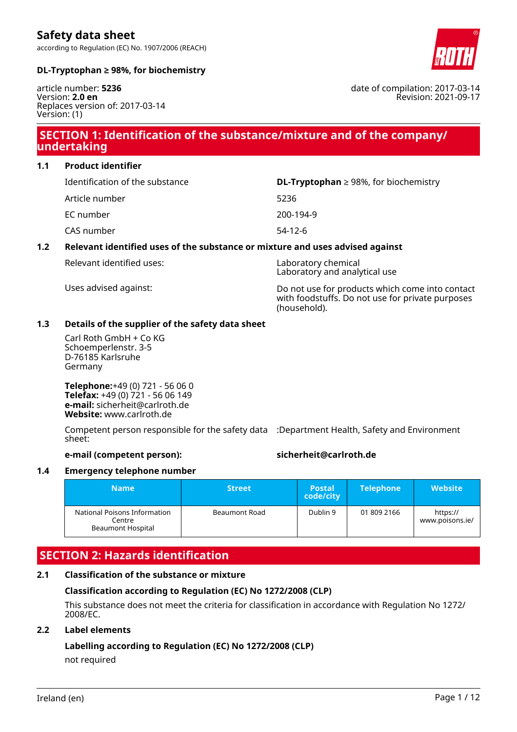# Safety data sheet

according to Regulation (EC) No. 1907/2006 (REACH)

**DL-Tryptophan ≥ 98%, for biochemistry**

article number: **5236**
Version: **2.0 en**
Replaces version of: 2017-03-14
Version: (1)

date of compilation: 2017-03-14
Revision: 2021-09-17

## SECTION 1: Identification of the substance/mixture and of the company/undertaking

### 1.1 Product identifier

| | |
|---|---|
| Identification of the substance | **DL-Tryptophan** ≥ 98%, for biochemistry |
| Article number | 5236 |
| EC number | 200-194-9 |
| CAS number | 54-12-6 |

### 1.2 Relevant identified uses of the substance or mixture and uses advised against

| | |
|---|---|
| Relevant identified uses: | Laboratory chemical<br>Laboratory and analytical use |
| Uses advised against: | Do not use for products which come into contact with foodstuffs. Do not use for private purposes (household). |

### 1.3 Details of the supplier of the safety data sheet

Carl Roth GmbH + Co KG
Schoemperlenstr. 3-5
D-76185 Karlsruhe
Germany

**Telephone:**+49 (0) 721 - 56 06 0
**Telefax:** +49 (0) 721 - 56 06 149
**e-mail:** sicherheit@carlroth.de
**Website:** www.carlroth.de

Competent person responsible for the safety data sheet: :Department Health, Safety and Environment

**e-mail (competent person):** **sicherheit@carlroth.de**

### 1.4 Emergency telephone number

| Name | Street | Postal code/city | Telephone | Website |
|---|---|---|---|---|
| National Poisons Information Centre<br>Beaumont Hospital | Beaumont Road | Dublin 9 | 01 809 2166 | https://www.poisons.ie/ |

## SECTION 2: Hazards identification

### 2.1 Classification of the substance or mixture

**Classification according to Regulation (EC) No 1272/2008 (CLP)**

This substance does not meet the criteria for classification in accordance with Regulation No 1272/2008/EC.

### 2.2 Label elements

**Labelling according to Regulation (EC) No 1272/2008 (CLP)**

not required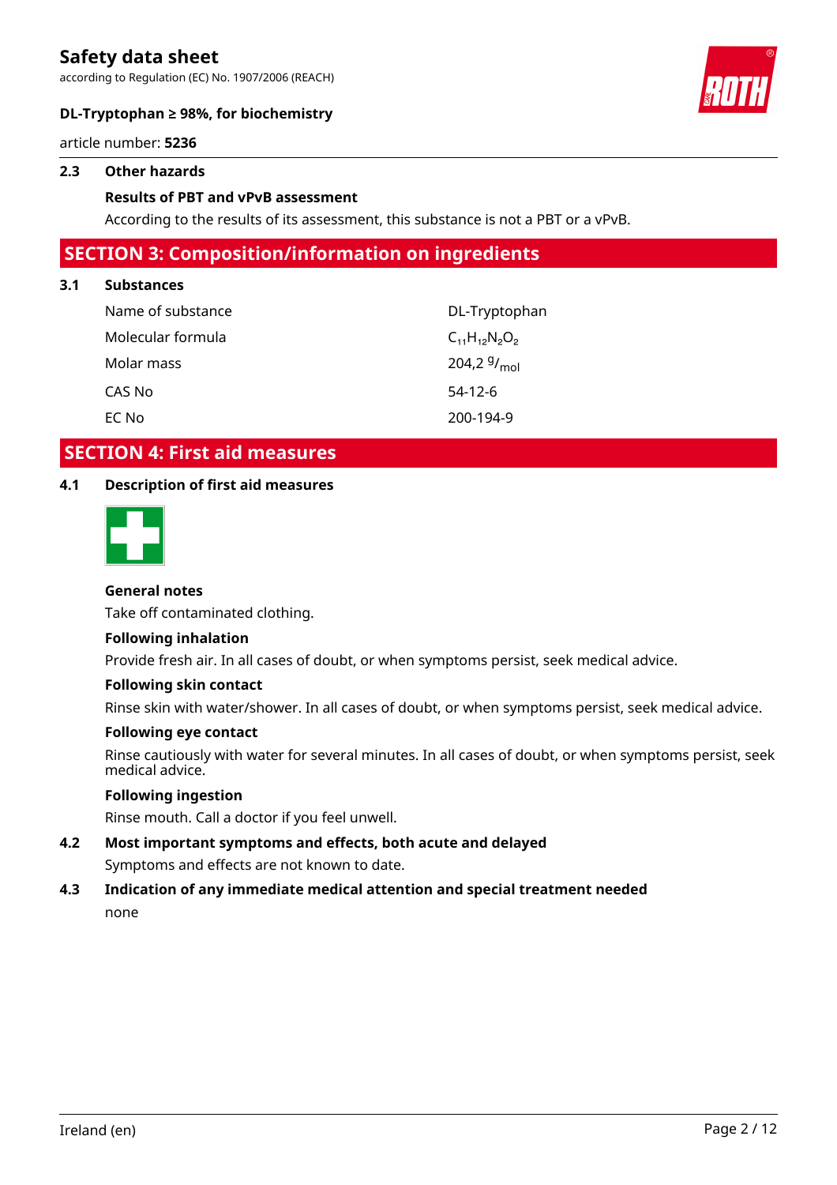### 2.3 Other hazards

**Results of PBT and vPvB assessment**

According to the results of its assessment, this substance is not a PBT or a vPvB.

## SECTION 3: Composition/information on ingredients

### 3.1 Substances

| | |
|---|---|
| Name of substance | DL-Tryptophan |
| Molecular formula | $C_{11}H_{12}N_2O_2$ |
| Molar mass | 204,2 $^{g}/_{mol}$ |
| CAS No | 54-12-6 |
| EC No | 200-194-9 |

## SECTION 4: First aid measures

### 4.1 Description of first aid measures

**General notes**

Take off contaminated clothing.

**Following inhalation**

Provide fresh air. In all cases of doubt, or when symptoms persist, seek medical advice.

**Following skin contact**

Rinse skin with water/shower. In all cases of doubt, or when symptoms persist, seek medical advice.

**Following eye contact**

Rinse cautiously with water for several minutes. In all cases of doubt, or when symptoms persist, seek medical advice.

**Following ingestion**

Rinse mouth. Call a doctor if you feel unwell.

### 4.2 Most important symptoms and effects, both acute and delayed

Symptoms and effects are not known to date.

### 4.3 Indication of any immediate medical attention and special treatment needed

none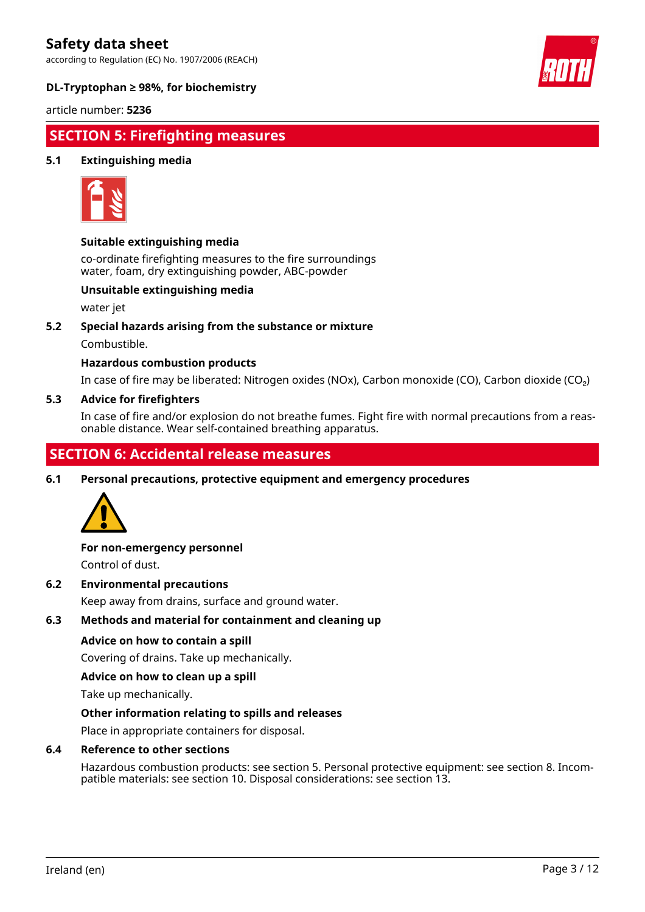## SECTION 5: Firefighting measures

### 5.1 Extinguishing media

**Suitable extinguishing media**

co-ordinate firefighting measures to the fire surroundings
water, foam, dry extinguishing powder, ABC-powder

**Unsuitable extinguishing media**

water jet

### 5.2 Special hazards arising from the substance or mixture

Combustible.

**Hazardous combustion products**

In case of fire may be liberated: Nitrogen oxides (NOx), Carbon monoxide (CO), Carbon dioxide ($CO_2$)

### 5.3 Advice for firefighters

In case of fire and/or explosion do not breathe fumes. Fight fire with normal precautions from a reasonable distance. Wear self-contained breathing apparatus.

## SECTION 6: Accidental release measures

### 6.1 Personal precautions, protective equipment and emergency procedures

**For non-emergency personnel**

Control of dust.

### 6.2 Environmental precautions

Keep away from drains, surface and ground water.

### 6.3 Methods and material for containment and cleaning up

**Advice on how to contain a spill**

Covering of drains. Take up mechanically.

**Advice on how to clean up a spill**

Take up mechanically.

**Other information relating to spills and releases**

Place in appropriate containers for disposal.

### 6.4 Reference to other sections

Hazardous combustion products: see section 5. Personal protective equipment: see section 8. Incompatible materials: see section 10. Disposal considerations: see section 13.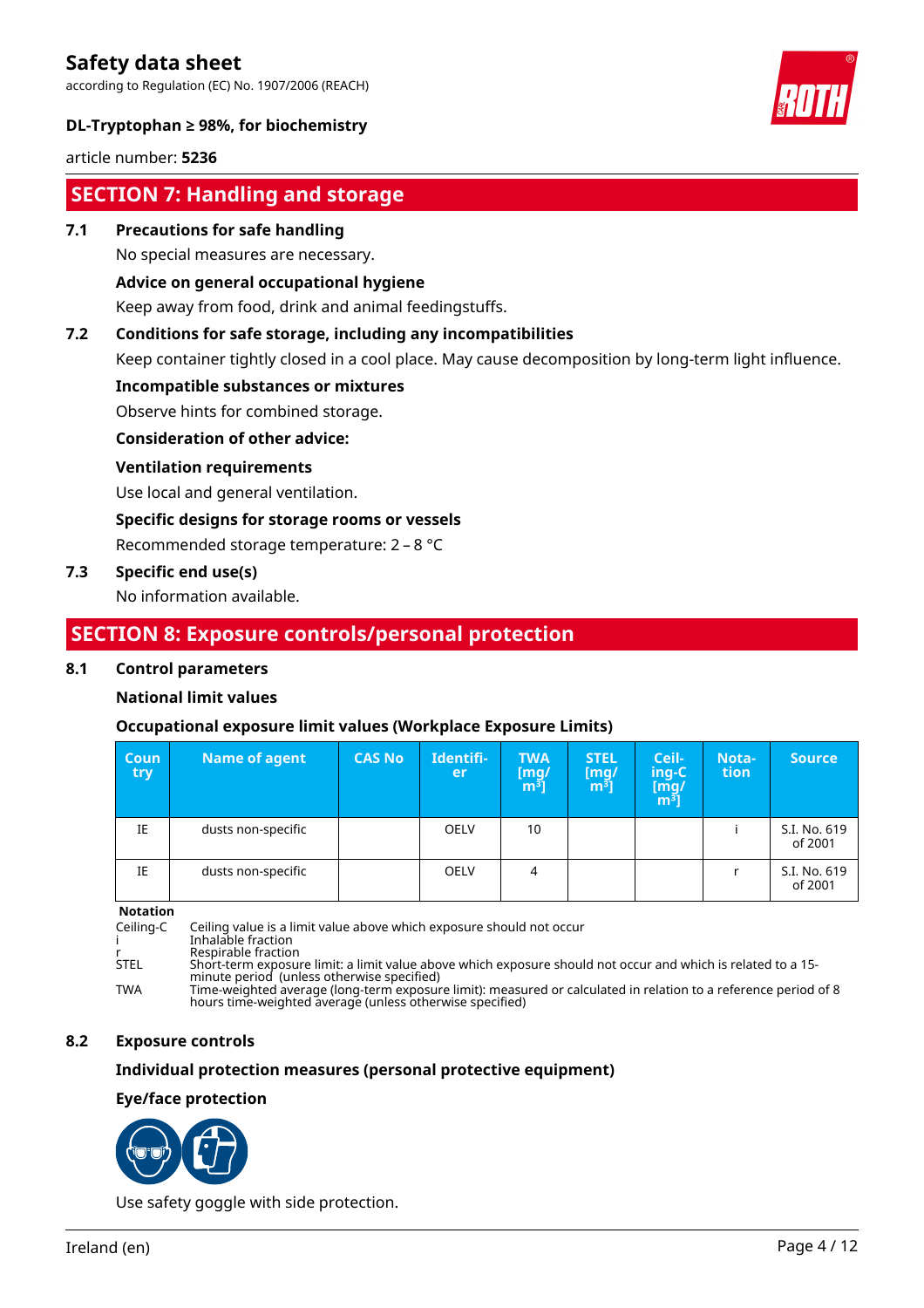## SECTION 7: Handling and storage

### 7.1 Precautions for safe handling

No special measures are necessary.

**Advice on general occupational hygiene**

Keep away from food, drink and animal feedingstuffs.

### 7.2 Conditions for safe storage, including any incompatibilities

Keep container tightly closed in a cool place. May cause decomposition by long-term light influence.

**Incompatible substances or mixtures**

Observe hints for combined storage.

**Consideration of other advice:**

**Ventilation requirements**

Use local and general ventilation.

**Specific designs for storage rooms or vessels**

Recommended storage temperature: 2 – 8 °C

### 7.3 Specific end use(s)

No information available.

## SECTION 8: Exposure controls/personal protection

### 8.1 Control parameters

**National limit values**

**Occupational exposure limit values (Workplace Exposure Limits)**

| Country | Name of agent | CAS No | Identifier | TWA [mg/m³] | STEL [mg/m³] | Ceiling-C [mg/m³] | Notation | Source |
|---|---|---|---|---|---|---|---|---|
| IE | dusts non-specific | | OELV | 10 | | | i | S.I. No. 619 of 2001 |
| IE | dusts non-specific | | OELV | 4 | | | r | S.I. No. 619 of 2001 |

**Notation**

- Ceiling-C: Ceiling value is a limit value above which exposure should not occur
- i: Inhalable fraction
- r: Respirable fraction
- STEL: Short-term exposure limit: a limit value above which exposure should not occur and which is related to a 15-minute period (unless otherwise specified)
- TWA: Time-weighted average (long-term exposure limit): measured or calculated in relation to a reference period of 8 hours time-weighted average (unless otherwise specified)

### 8.2 Exposure controls

**Individual protection measures (personal protective equipment)**

**Eye/face protection**

Use safety goggle with side protection.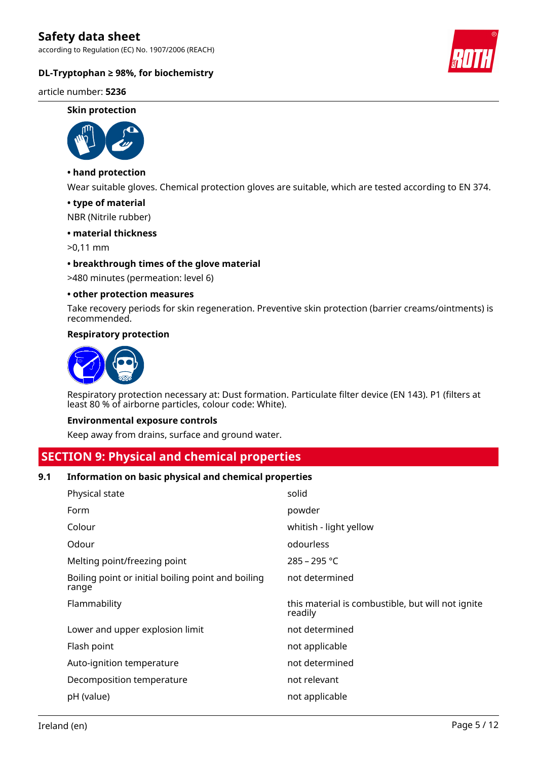**Skin protection**

**• hand protection**

Wear suitable gloves. Chemical protection gloves are suitable, which are tested according to EN 374.

**• type of material**

NBR (Nitrile rubber)

**• material thickness**

>0,11 mm

**• breakthrough times of the glove material**

>480 minutes (permeation: level 6)

**• other protection measures**

Take recovery periods for skin regeneration. Preventive skin protection (barrier creams/ointments) is recommended.

**Respiratory protection**

Respiratory protection necessary at: Dust formation. Particulate filter device (EN 143). P1 (filters at least 80 % of airborne particles, colour code: White).

**Environmental exposure controls**

Keep away from drains, surface and ground water.

## SECTION 9: Physical and chemical properties

### 9.1 Information on basic physical and chemical properties

| | |
|---|---|
| Physical state | solid |
| Form | powder |
| Colour | whitish - light yellow |
| Odour | odourless |
| Melting point/freezing point | 285 – 295 °C |
| Boiling point or initial boiling point and boiling range | not determined |
| Flammability | this material is combustible, but will not ignite readily |
| Lower and upper explosion limit | not determined |
| Flash point | not applicable |
| Auto-ignition temperature | not determined |
| Decomposition temperature | not relevant |
| pH (value) | not applicable |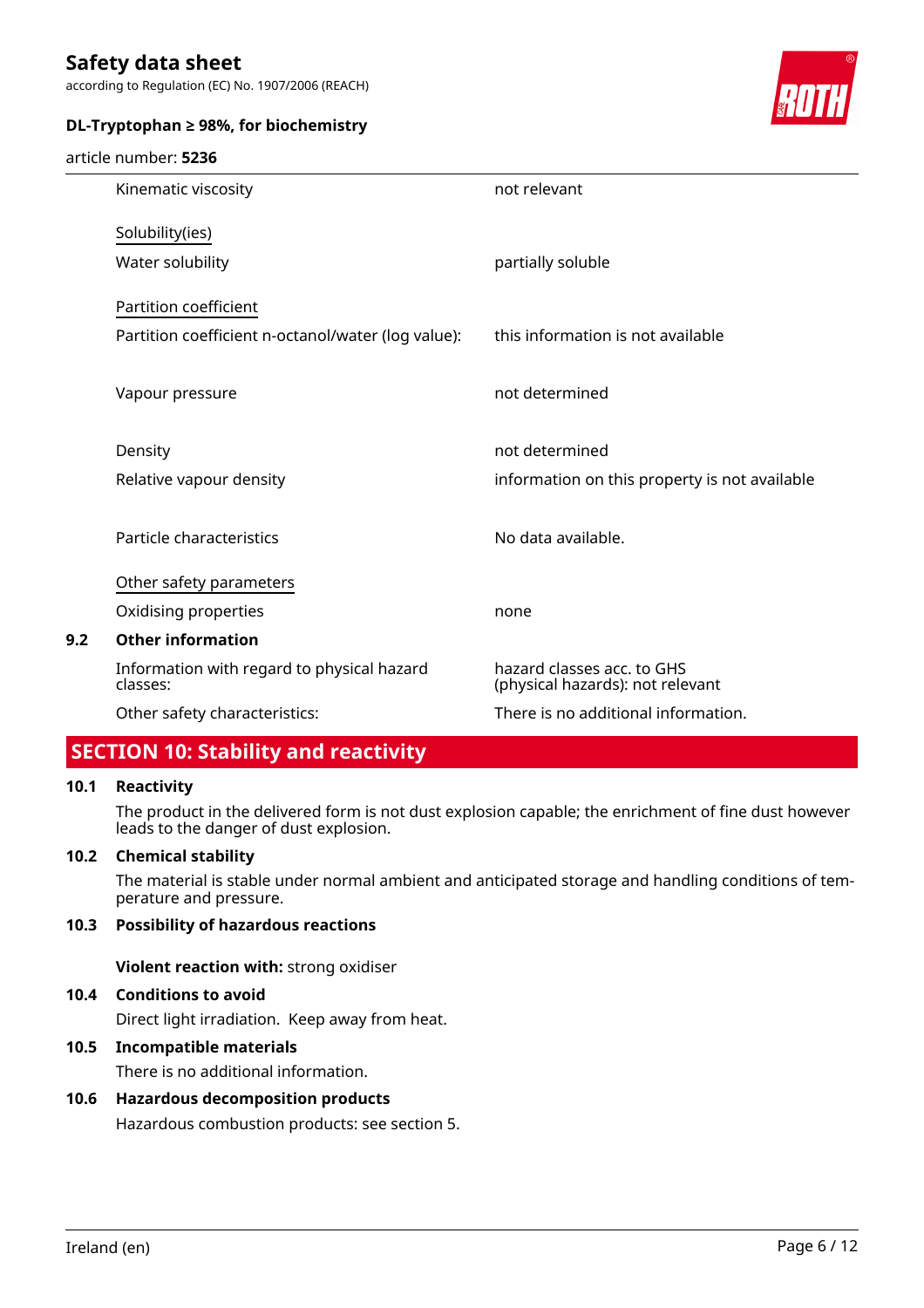| | |
|---|---|
| Kinematic viscosity | not relevant |
| <u>Solubility(ies)</u> | |
| Water solubility | partially soluble |
| <u>Partition coefficient</u> | |
| Partition coefficient n-octanol/water (log value): | this information is not available |
| Vapour pressure | not determined |
| Density | not determined |
| Relative vapour density | information on this property is not available |
| Particle characteristics | No data available. |
| <u>Other safety parameters</u> | |
| Oxidising properties | none |

**9.2 Other information**

| | |
|---|---|
| Information with regard to physical hazard classes: | hazard classes acc. to GHS (physical hazards): not relevant |
| Other safety characteristics: | There is no additional information. |

## SECTION 10: Stability and reactivity

**10.1 Reactivity**

The product in the delivered form is not dust explosion capable; the enrichment of fine dust however leads to the danger of dust explosion.

**10.2 Chemical stability**

The material is stable under normal ambient and anticipated storage and handling conditions of temperature and pressure.

**10.3 Possibility of hazardous reactions**

**Violent reaction with:** strong oxidiser

**10.4 Conditions to avoid**

Direct light irradiation. Keep away from heat.

**10.5 Incompatible materials**

There is no additional information.

**10.6 Hazardous decomposition products**

Hazardous combustion products: see section 5.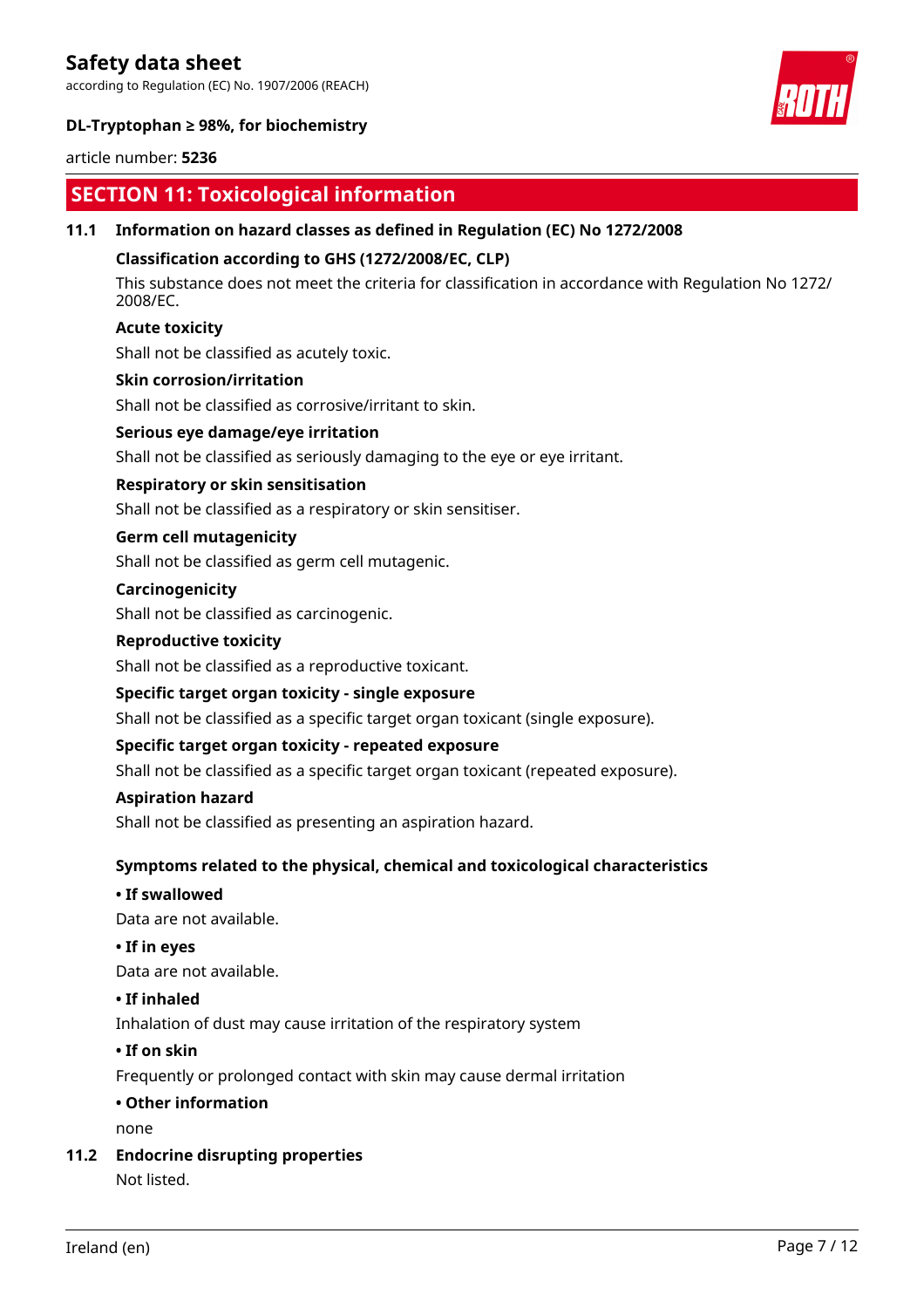## SECTION 11: Toxicological information

### 11.1 Information on hazard classes as defined in Regulation (EC) No 1272/2008

**Classification according to GHS (1272/2008/EC, CLP)**

This substance does not meet the criteria for classification in accordance with Regulation No 1272/2008/EC.

**Acute toxicity**

Shall not be classified as acutely toxic.

**Skin corrosion/irritation**

Shall not be classified as corrosive/irritant to skin.

**Serious eye damage/eye irritation**

Shall not be classified as seriously damaging to the eye or eye irritant.

**Respiratory or skin sensitisation**

Shall not be classified as a respiratory or skin sensitiser.

**Germ cell mutagenicity**

Shall not be classified as germ cell mutagenic.

**Carcinogenicity**

Shall not be classified as carcinogenic.

**Reproductive toxicity**

Shall not be classified as a reproductive toxicant.

**Specific target organ toxicity - single exposure**

Shall not be classified as a specific target organ toxicant (single exposure).

**Specific target organ toxicity - repeated exposure**

Shall not be classified as a specific target organ toxicant (repeated exposure).

**Aspiration hazard**

Shall not be classified as presenting an aspiration hazard.

**Symptoms related to the physical, chemical and toxicological characteristics**

**• If swallowed**

Data are not available.

**• If in eyes**

Data are not available.

**• If inhaled**

Inhalation of dust may cause irritation of the respiratory system

**• If on skin**

Frequently or prolonged contact with skin may cause dermal irritation

**• Other information**

none

### 11.2 Endocrine disrupting properties

Not listed.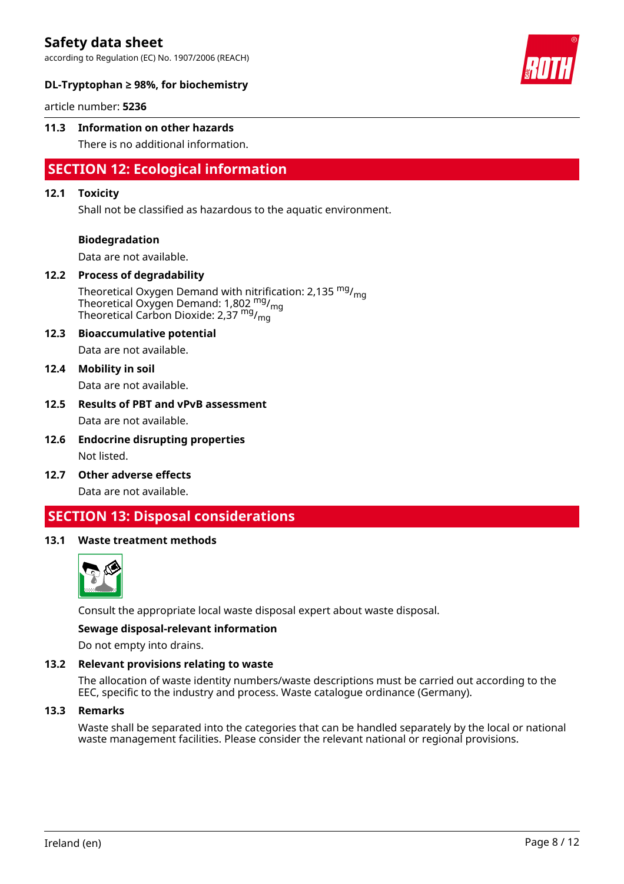### 11.3 Information on other hazards

There is no additional information.

## SECTION 12: Ecological information

### 12.1 Toxicity

Shall not be classified as hazardous to the aquatic environment.

**Biodegradation**

Data are not available.

### 12.2 Process of degradability

Theoretical Oxygen Demand with nitrification: 2,135 $^{mg}/_{mg}$
Theoretical Oxygen Demand: 1,802 $^{mg}/_{mg}$
Theoretical Carbon Dioxide: 2,37 $^{mg}/_{mg}$

### 12.3 Bioaccumulative potential

Data are not available.

### 12.4 Mobility in soil

Data are not available.

### 12.5 Results of PBT and vPvB assessment

Data are not available.

### 12.6 Endocrine disrupting properties

Not listed.

### 12.7 Other adverse effects

Data are not available.

## SECTION 13: Disposal considerations

### 13.1 Waste treatment methods

Consult the appropriate local waste disposal expert about waste disposal.

**Sewage disposal-relevant information**

Do not empty into drains.

### 13.2 Relevant provisions relating to waste

The allocation of waste identity numbers/waste descriptions must be carried out according to the EEC, specific to the industry and process. Waste catalogue ordinance (Germany).

### 13.3 Remarks

Waste shall be separated into the categories that can be handled separately by the local or national waste management facilities. Please consider the relevant national or regional provisions.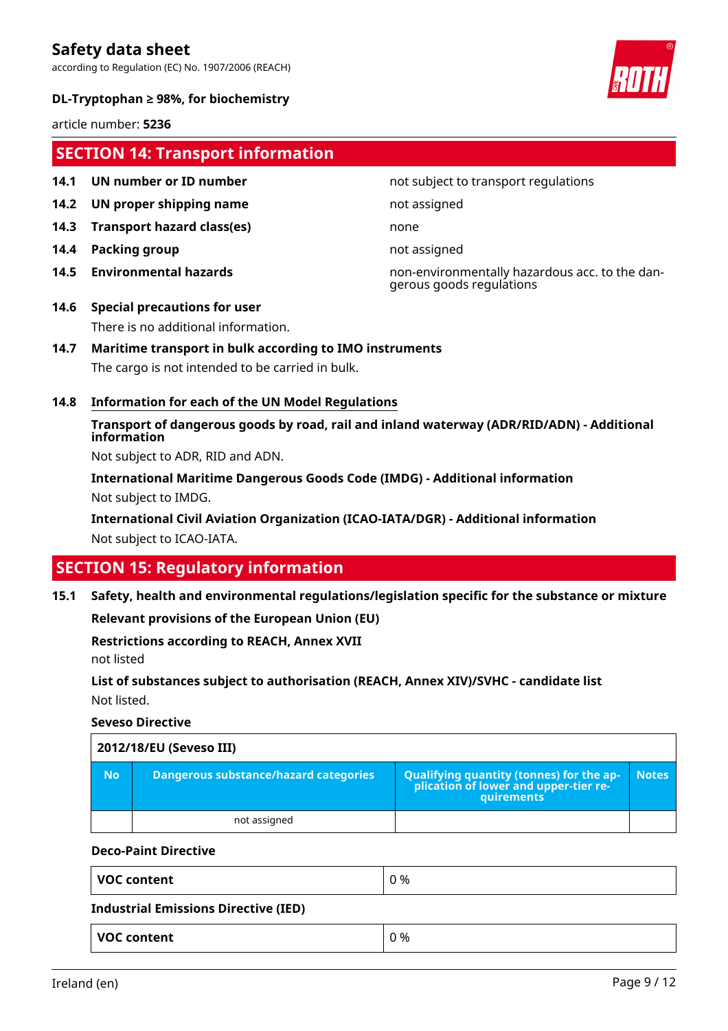## SECTION 14: Transport information

| | | |
|---|---|---|
| **14.1** | **UN number or ID number** | not subject to transport regulations |
| **14.2** | **UN proper shipping name** | not assigned |
| **14.3** | **Transport hazard class(es)** | none |
| **14.4** | **Packing group** | not assigned |
| **14.5** | **Environmental hazards** | non-environmentally hazardous acc. to the dangerous goods regulations |

**14.6 Special precautions for user**

There is no additional information.

**14.7 Maritime transport in bulk according to IMO instruments**

The cargo is not intended to be carried in bulk.

**14.8 Information for each of the UN Model Regulations**

**Transport of dangerous goods by road, rail and inland waterway (ADR/RID/ADN) - Additional information**

Not subject to ADR, RID and ADN.

**International Maritime Dangerous Goods Code (IMDG) - Additional information**

Not subject to IMDG.

**International Civil Aviation Organization (ICAO-IATA/DGR) - Additional information**

Not subject to ICAO-IATA.

## SECTION 15: Regulatory information

**15.1 Safety, health and environmental regulations/legislation specific for the substance or mixture**

**Relevant provisions of the European Union (EU)**

**Restrictions according to REACH, Annex XVII**

not listed

**List of substances subject to authorisation (REACH, Annex XIV)/SVHC - candidate list**

Not listed.

**Seveso Directive**

**2012/18/EU (Seveso III)**

| No | Dangerous substance/hazard categories | Qualifying quantity (tonnes) for the application of lower and upper-tier requirements | Notes |
|---|---|---|---|
| | not assigned | | |

**Deco-Paint Directive**

| | |
|---|---|
| **VOC content** | 0 % |

**Industrial Emissions Directive (IED)**

| | |
|---|---|
| **VOC content** | 0 % |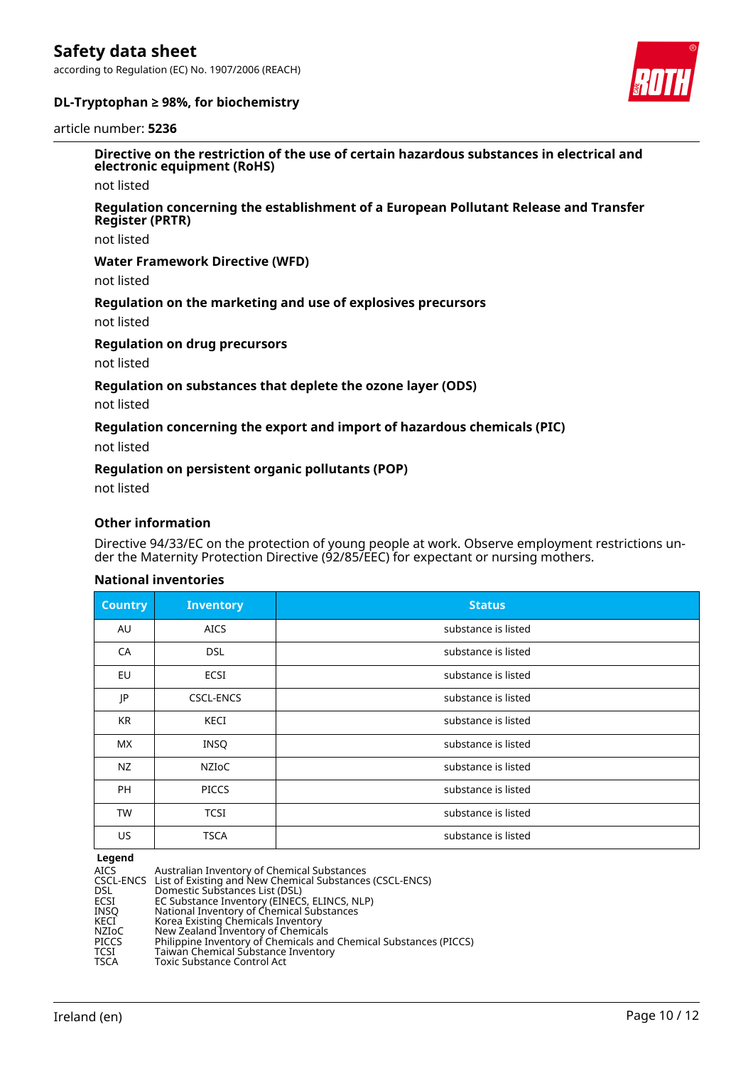#### Directive on the restriction of the use of certain hazardous substances in electrical and electronic equipment (RoHS)

not listed

#### Regulation concerning the establishment of a European Pollutant Release and Transfer Register (PRTR)

not listed

#### Water Framework Directive (WFD)

not listed

#### Regulation on the marketing and use of explosives precursors

not listed

#### Regulation on drug precursors

not listed

#### Regulation on substances that deplete the ozone layer (ODS)

not listed

#### Regulation concerning the export and import of hazardous chemicals (PIC)

not listed

#### Regulation on persistent organic pollutants (POP)

not listed

### Other information

Directive 94/33/EC on the protection of young people at work. Observe employment restrictions under the Maternity Protection Directive (92/85/EEC) for expectant or nursing mothers.

#### National inventories

| Country | Inventory | Status |
|---|---|---|
| AU | AICS | substance is listed |
| CA | DSL | substance is listed |
| EU | ECSI | substance is listed |
| JP | CSCL-ENCS | substance is listed |
| KR | KECI | substance is listed |
| MX | INSQ | substance is listed |
| NZ | NZIoC | substance is listed |
| PH | PICCS | substance is listed |
| TW | TCSI | substance is listed |
| US | TSCA | substance is listed |

**Legend**

| | |
|---|---|
| AICS | Australian Inventory of Chemical Substances |
| CSCL-ENCS | List of Existing and New Chemical Substances (CSCL-ENCS) |
| DSL | Domestic Substances List (DSL) |
| ECSI | EC Substance Inventory (EINECS, ELINCS, NLP) |
| INSQ | National Inventory of Chemical Substances |
| KECI | Korea Existing Chemicals Inventory |
| NZIoC | New Zealand Inventory of Chemicals |
| PICCS | Philippine Inventory of Chemicals and Chemical Substances (PICCS) |
| TCSI | Taiwan Chemical Substance Inventory |
| TSCA | Toxic Substance Control Act |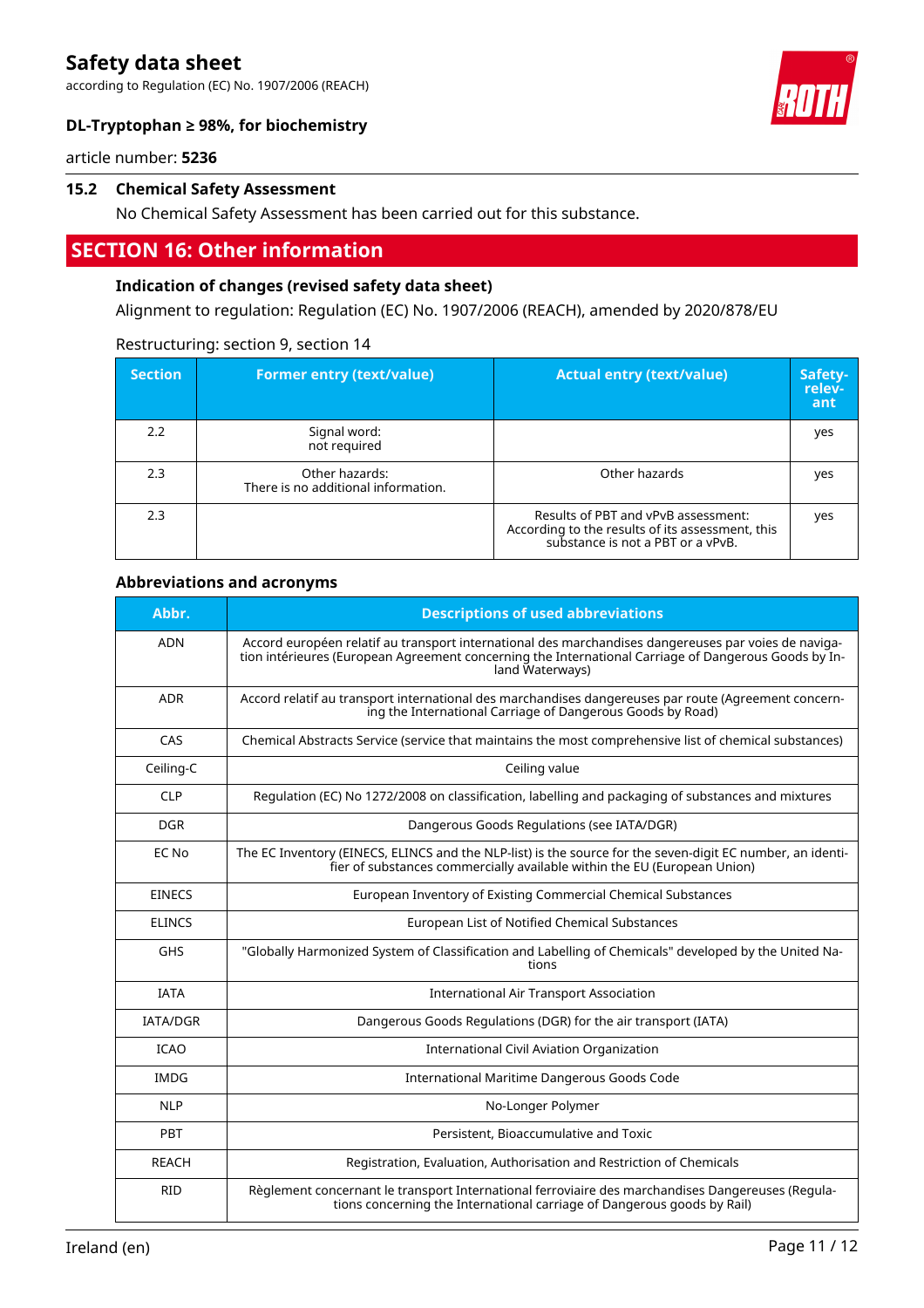### 15.2 Chemical Safety Assessment

No Chemical Safety Assessment has been carried out for this substance.

## SECTION 16: Other information

### Indication of changes (revised safety data sheet)

Alignment to regulation: Regulation (EC) No. 1907/2006 (REACH), amended by 2020/878/EU

Restructuring: section 9, section 14

| Section | Former entry (text/value) | Actual entry (text/value) | Safety-relevant |
|---|---|---|---|
| 2.2 | Signal word: not required | | yes |
| 2.3 | Other hazards: There is no additional information. | Other hazards | yes |
| 2.3 | | Results of PBT and vPvB assessment: According to the results of its assessment, this substance is not a PBT or a vPvB. | yes |

### Abbreviations and acronyms

| Abbr. | Descriptions of used abbreviations |
|---|---|
| ADN | Accord européen relatif au transport international des marchandises dangereuses par voies de navigation intérieures (European Agreement concerning the International Carriage of Dangerous Goods by Inland Waterways) |
| ADR | Accord relatif au transport international des marchandises dangereuses par route (Agreement concerning the International Carriage of Dangerous Goods by Road) |
| CAS | Chemical Abstracts Service (service that maintains the most comprehensive list of chemical substances) |
| Ceiling-C | Ceiling value |
| CLP | Regulation (EC) No 1272/2008 on classification, labelling and packaging of substances and mixtures |
| DGR | Dangerous Goods Regulations (see IATA/DGR) |
| EC No | The EC Inventory (EINECS, ELINCS and the NLP-list) is the source for the seven-digit EC number, an identifier of substances commercially available within the EU (European Union) |
| EINECS | European Inventory of Existing Commercial Chemical Substances |
| ELINCS | European List of Notified Chemical Substances |
| GHS | "Globally Harmonized System of Classification and Labelling of Chemicals" developed by the United Nations |
| IATA | International Air Transport Association |
| IATA/DGR | Dangerous Goods Regulations (DGR) for the air transport (IATA) |
| ICAO | International Civil Aviation Organization |
| IMDG | International Maritime Dangerous Goods Code |
| NLP | No-Longer Polymer |
| PBT | Persistent, Bioaccumulative and Toxic |
| REACH | Registration, Evaluation, Authorisation and Restriction of Chemicals |
| RID | Règlement concernant le transport International ferroviaire des marchandises Dangereuses (Regulations concerning the International carriage of Dangerous goods by Rail) |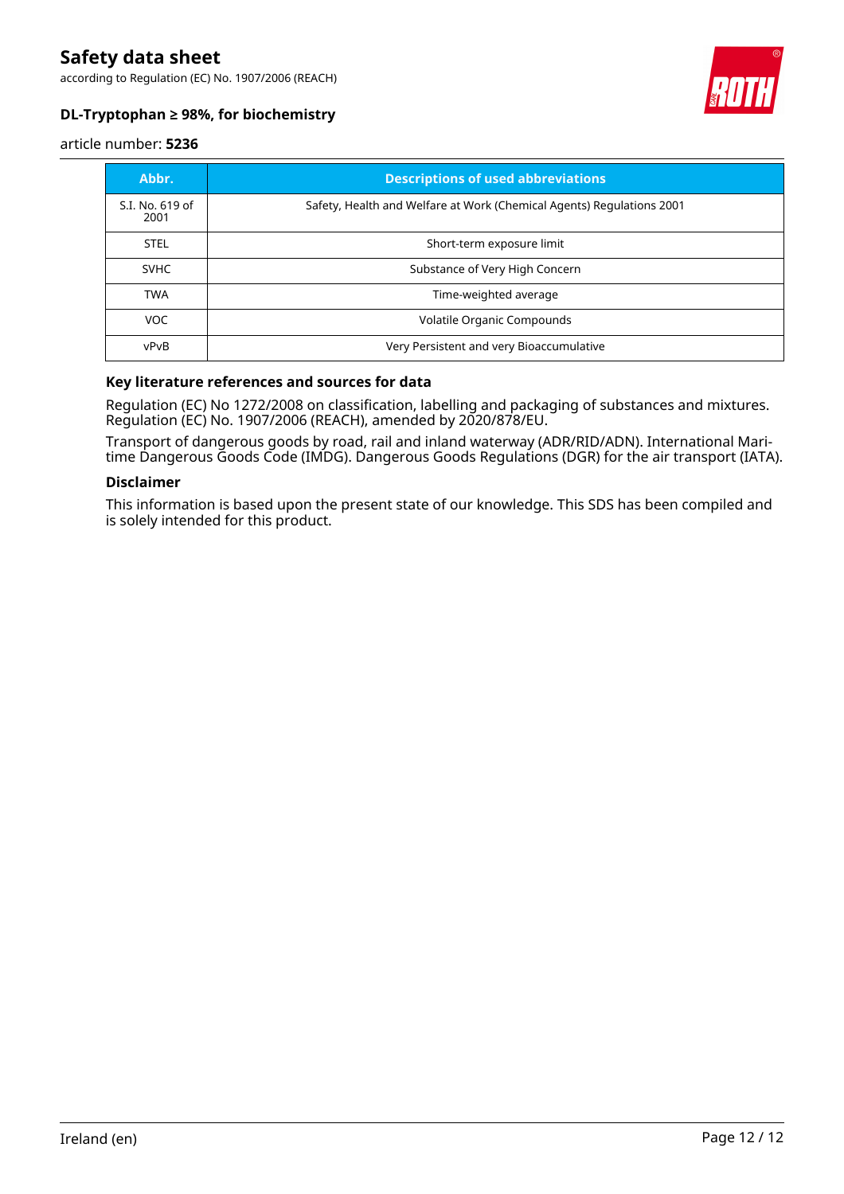| Abbr. | Descriptions of used abbreviations |
|---|---|
| S.I. No. 619 of 2001 | Safety, Health and Welfare at Work (Chemical Agents) Regulations 2001 |
| STEL | Short-term exposure limit |
| SVHC | Substance of Very High Concern |
| TWA | Time-weighted average |
| VOC | Volatile Organic Compounds |
| vPvB | Very Persistent and very Bioaccumulative |

### Key literature references and sources for data

Regulation (EC) No 1272/2008 on classification, labelling and packaging of substances and mixtures. Regulation (EC) No. 1907/2006 (REACH), amended by 2020/878/EU.

Transport of dangerous goods by road, rail and inland waterway (ADR/RID/ADN). International Maritime Dangerous Goods Code (IMDG). Dangerous Goods Regulations (DGR) for the air transport (IATA).

### Disclaimer

This information is based upon the present state of our knowledge. This SDS has been compiled and is solely intended for this product.